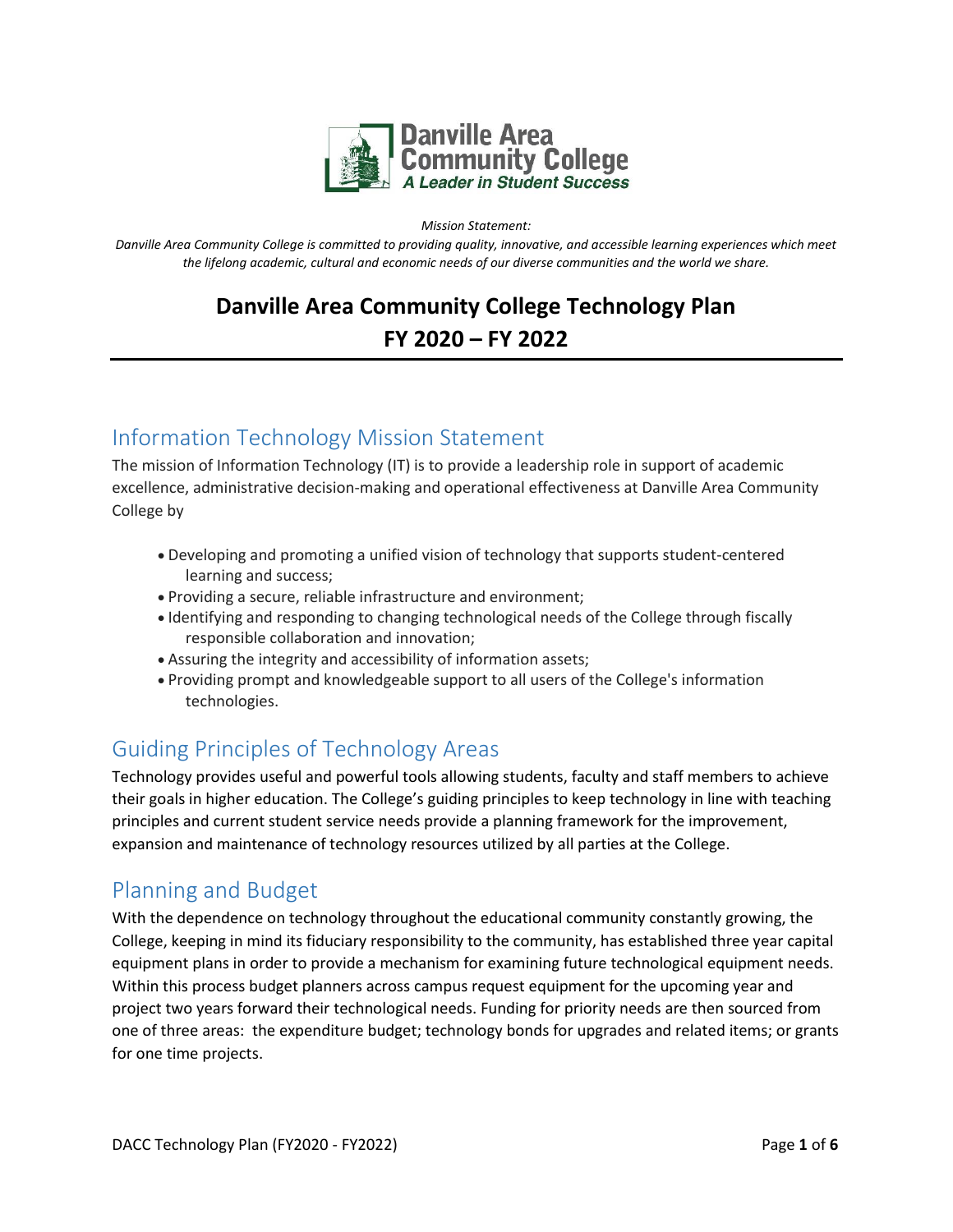Danville Area Community College
*A Leader in Student Success*

*Mission Statement:*

*Danville Area Community College is committed to providing quality, innovative, and accessible learning experiences which meet the lifelong academic, cultural and economic needs of our diverse communities and the world we share.*

# Danville Area Community College Technology Plan
# FY 2020 – FY 2022

## Information Technology Mission Statement

The mission of Information Technology (IT) is to provide a leadership role in support of academic excellence, administrative decision-making and operational effectiveness at Danville Area Community College by

- Developing and promoting a unified vision of technology that supports student-centered learning and success;
- Providing a secure, reliable infrastructure and environment;
- Identifying and responding to changing technological needs of the College through fiscally responsible collaboration and innovation;
- Assuring the integrity and accessibility of information assets;
- Providing prompt and knowledgeable support to all users of the College's information technologies.

## Guiding Principles of Technology Areas

Technology provides useful and powerful tools allowing students, faculty and staff members to achieve their goals in higher education. The College's guiding principles to keep technology in line with teaching principles and current student service needs provide a planning framework for the improvement, expansion and maintenance of technology resources utilized by all parties at the College.

## Planning and Budget

With the dependence on technology throughout the educational community constantly growing, the College, keeping in mind its fiduciary responsibility to the community, has established three year capital equipment plans in order to provide a mechanism for examining future technological equipment needs. Within this process budget planners across campus request equipment for the upcoming year and project two years forward their technological needs. Funding for priority needs are then sourced from one of three areas: the expenditure budget; technology bonds for upgrades and related items; or grants for one time projects.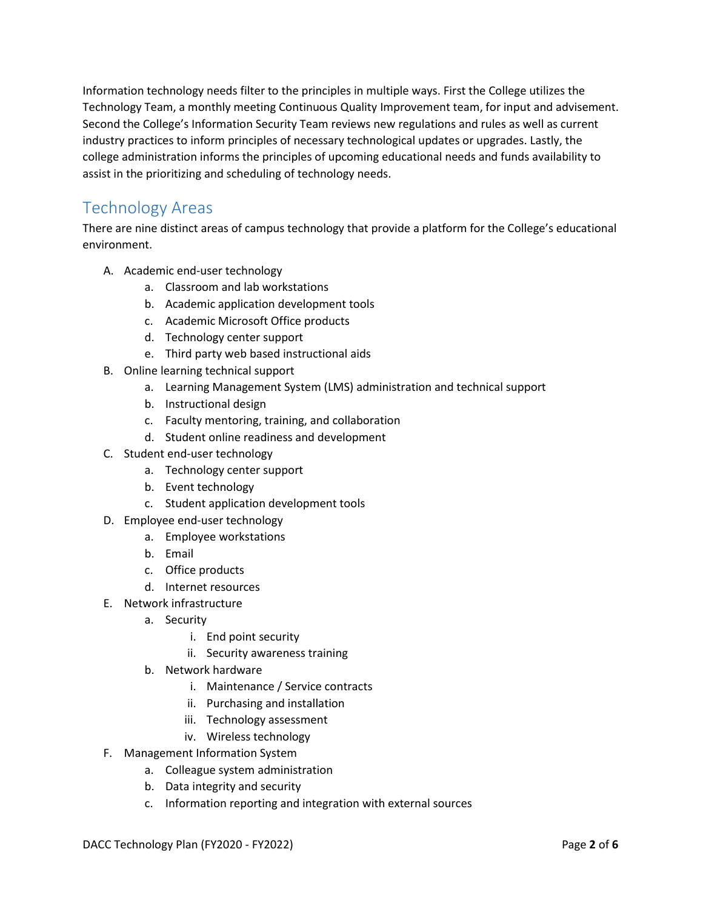Information technology needs filter to the principles in multiple ways. First the College utilizes the Technology Team, a monthly meeting Continuous Quality Improvement team, for input and advisement. Second the College's Information Security Team reviews new regulations and rules as well as current industry practices to inform principles of necessary technological updates or upgrades. Lastly, the college administration informs the principles of upcoming educational needs and funds availability to assist in the prioritizing and scheduling of technology needs.

## Technology Areas

There are nine distinct areas of campus technology that provide a platform for the College's educational environment.

A. Academic end-user technology
    a. Classroom and lab workstations
    b. Academic application development tools
    c. Academic Microsoft Office products
    d. Technology center support
    e. Third party web based instructional aids
B. Online learning technical support
    a. Learning Management System (LMS) administration and technical support
    b. Instructional design
    c. Faculty mentoring, training, and collaboration
    d. Student online readiness and development
C. Student end-user technology
    a. Technology center support
    b. Event technology
    c. Student application development tools
D. Employee end-user technology
    a. Employee workstations
    b. Email
    c. Office products
    d. Internet resources
E. Network infrastructure
    a. Security
        i. End point security
        ii. Security awareness training
    b. Network hardware
        i. Maintenance / Service contracts
        ii. Purchasing and installation
        iii. Technology assessment
        iv. Wireless technology
F. Management Information System
    a. Colleague system administration
    b. Data integrity and security
    c. Information reporting and integration with external sources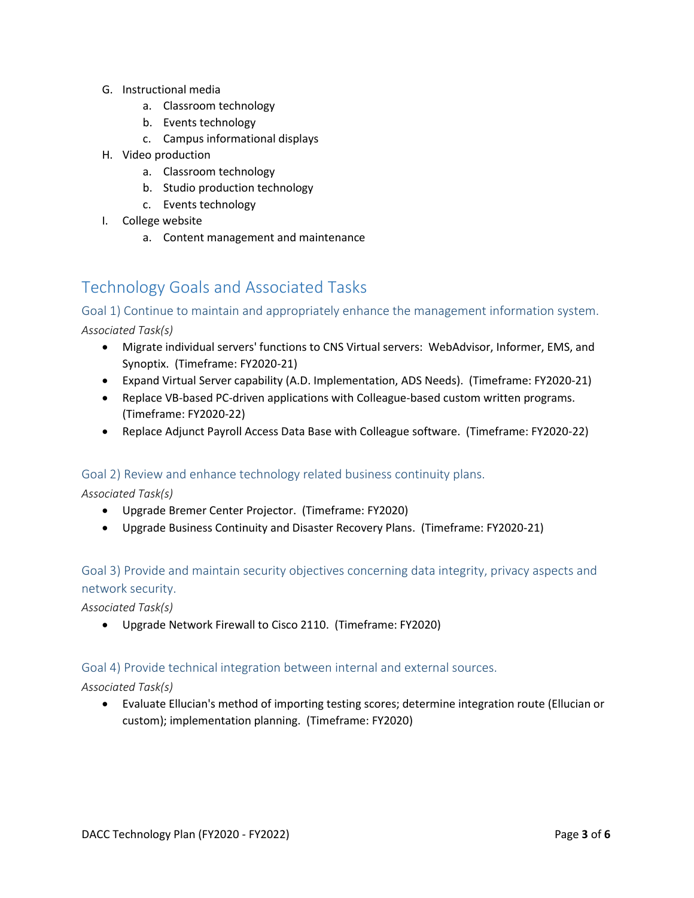G. Instructional media
    a. Classroom technology
    b. Events technology
    c. Campus informational displays
H. Video production
    a. Classroom technology
    b. Studio production technology
    c. Events technology
I. College website
    a. Content management and maintenance

## Technology Goals and Associated Tasks

### Goal 1) Continue to maintain and appropriately enhance the management information system.

*Associated Task(s)*

- Migrate individual servers' functions to CNS Virtual servers: WebAdvisor, Informer, EMS, and Synoptix. (Timeframe: FY2020-21)
- Expand Virtual Server capability (A.D. Implementation, ADS Needs). (Timeframe: FY2020-21)
- Replace VB-based PC-driven applications with Colleague-based custom written programs. (Timeframe: FY2020-22)
- Replace Adjunct Payroll Access Data Base with Colleague software. (Timeframe: FY2020-22)

### Goal 2) Review and enhance technology related business continuity plans.

*Associated Task(s)*

- Upgrade Bremer Center Projector. (Timeframe: FY2020)
- Upgrade Business Continuity and Disaster Recovery Plans. (Timeframe: FY2020-21)

### Goal 3) Provide and maintain security objectives concerning data integrity, privacy aspects and network security.

*Associated Task(s)*

- Upgrade Network Firewall to Cisco 2110. (Timeframe: FY2020)

### Goal 4) Provide technical integration between internal and external sources.

*Associated Task(s)*

- Evaluate Ellucian's method of importing testing scores; determine integration route (Ellucian or custom); implementation planning. (Timeframe: FY2020)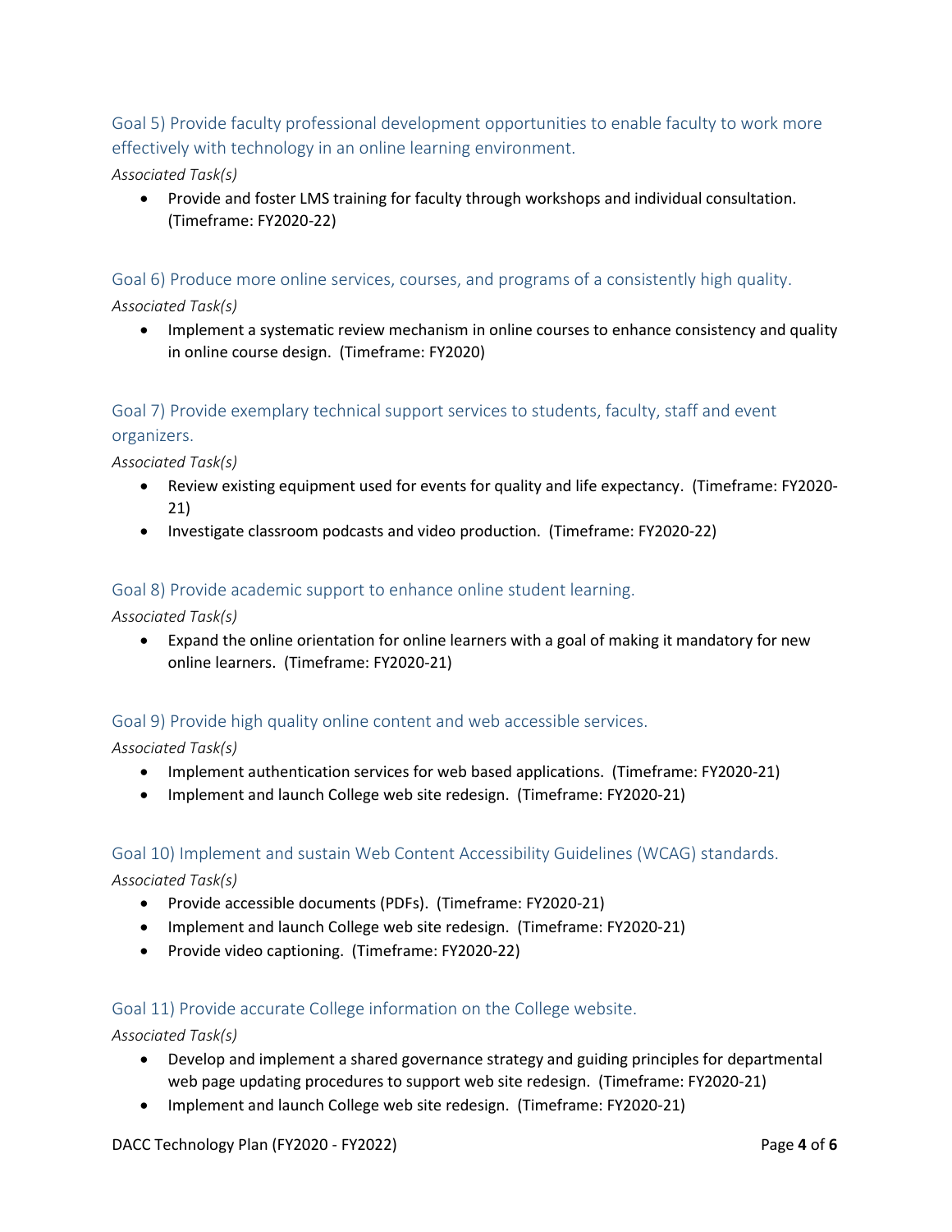## Goal 5) Provide faculty professional development opportunities to enable faculty to work more effectively with technology in an online learning environment.

*Associated Task(s)*

- Provide and foster LMS training for faculty through workshops and individual consultation. (Timeframe: FY2020-22)

## Goal 6) Produce more online services, courses, and programs of a consistently high quality.

*Associated Task(s)*

- Implement a systematic review mechanism in online courses to enhance consistency and quality in online course design. (Timeframe: FY2020)

## Goal 7) Provide exemplary technical support services to students, faculty, staff and event organizers.

*Associated Task(s)*

- Review existing equipment used for events for quality and life expectancy. (Timeframe: FY2020-21)
- Investigate classroom podcasts and video production. (Timeframe: FY2020-22)

## Goal 8) Provide academic support to enhance online student learning.

*Associated Task(s)*

- Expand the online orientation for online learners with a goal of making it mandatory for new online learners. (Timeframe: FY2020-21)

## Goal 9) Provide high quality online content and web accessible services.

*Associated Task(s)*

- Implement authentication services for web based applications. (Timeframe: FY2020-21)
- Implement and launch College web site redesign. (Timeframe: FY2020-21)

## Goal 10) Implement and sustain Web Content Accessibility Guidelines (WCAG) standards.

*Associated Task(s)*

- Provide accessible documents (PDFs). (Timeframe: FY2020-21)
- Implement and launch College web site redesign. (Timeframe: FY2020-21)
- Provide video captioning. (Timeframe: FY2020-22)

## Goal 11) Provide accurate College information on the College website.

*Associated Task(s)*

- Develop and implement a shared governance strategy and guiding principles for departmental web page updating procedures to support web site redesign. (Timeframe: FY2020-21)
- Implement and launch College web site redesign. (Timeframe: FY2020-21)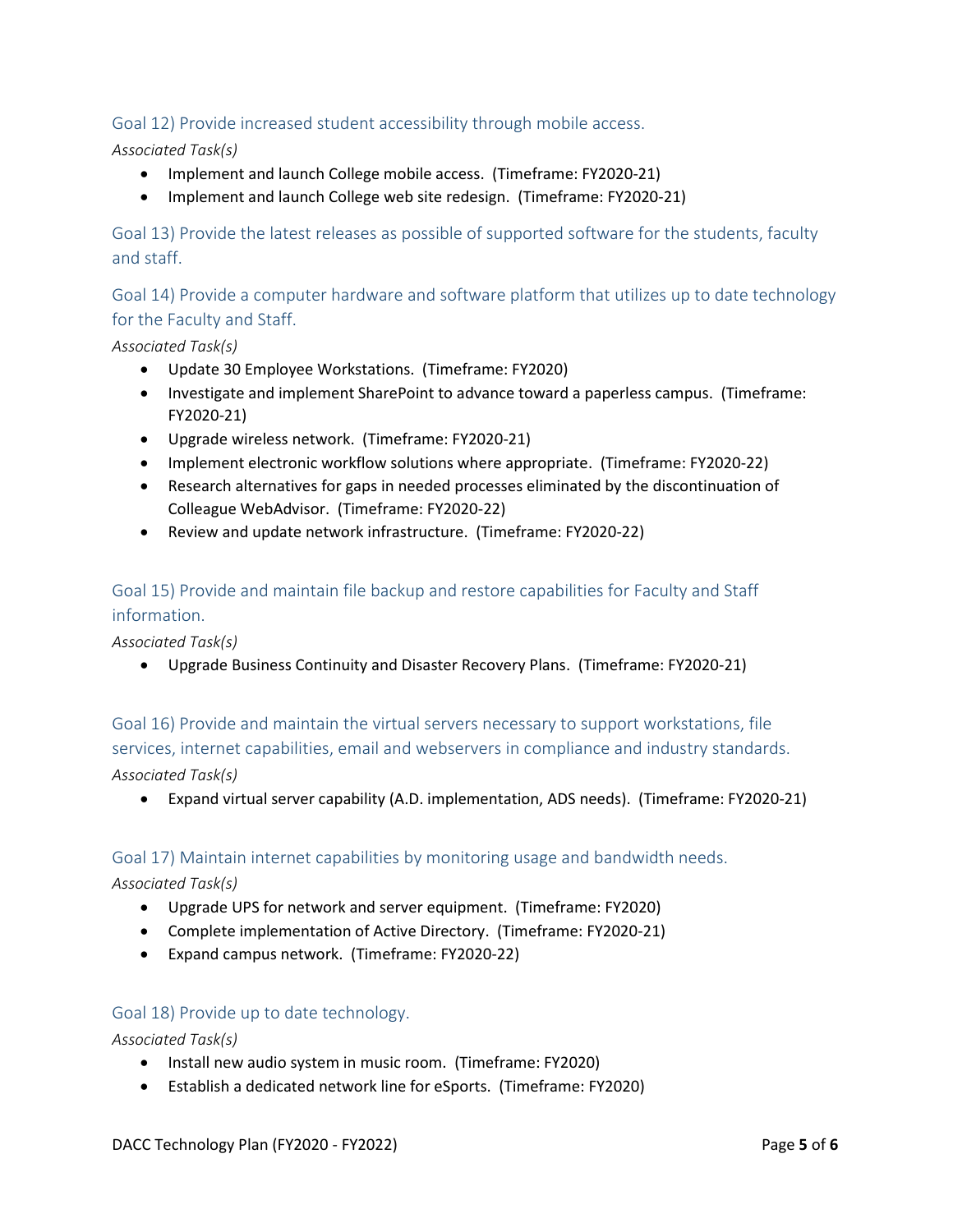### Goal 12) Provide increased student accessibility through mobile access.

*Associated Task(s)*

- Implement and launch College mobile access. (Timeframe: FY2020-21)
- Implement and launch College web site redesign. (Timeframe: FY2020-21)

### Goal 13) Provide the latest releases as possible of supported software for the students, faculty and staff.

### Goal 14) Provide a computer hardware and software platform that utilizes up to date technology for the Faculty and Staff.

*Associated Task(s)*

- Update 30 Employee Workstations. (Timeframe: FY2020)
- Investigate and implement SharePoint to advance toward a paperless campus. (Timeframe: FY2020-21)
- Upgrade wireless network. (Timeframe: FY2020-21)
- Implement electronic workflow solutions where appropriate. (Timeframe: FY2020-22)
- Research alternatives for gaps in needed processes eliminated by the discontinuation of Colleague WebAdvisor. (Timeframe: FY2020-22)
- Review and update network infrastructure. (Timeframe: FY2020-22)

### Goal 15) Provide and maintain file backup and restore capabilities for Faculty and Staff information.

*Associated Task(s)*

- Upgrade Business Continuity and Disaster Recovery Plans. (Timeframe: FY2020-21)

### Goal 16) Provide and maintain the virtual servers necessary to support workstations, file services, internet capabilities, email and webservers in compliance and industry standards.

*Associated Task(s)*

- Expand virtual server capability (A.D. implementation, ADS needs). (Timeframe: FY2020-21)

### Goal 17) Maintain internet capabilities by monitoring usage and bandwidth needs.

*Associated Task(s)*

- Upgrade UPS for network and server equipment. (Timeframe: FY2020)
- Complete implementation of Active Directory. (Timeframe: FY2020-21)
- Expand campus network. (Timeframe: FY2020-22)

### Goal 18) Provide up to date technology.

*Associated Task(s)*

- Install new audio system in music room. (Timeframe: FY2020)
- Establish a dedicated network line for eSports. (Timeframe: FY2020)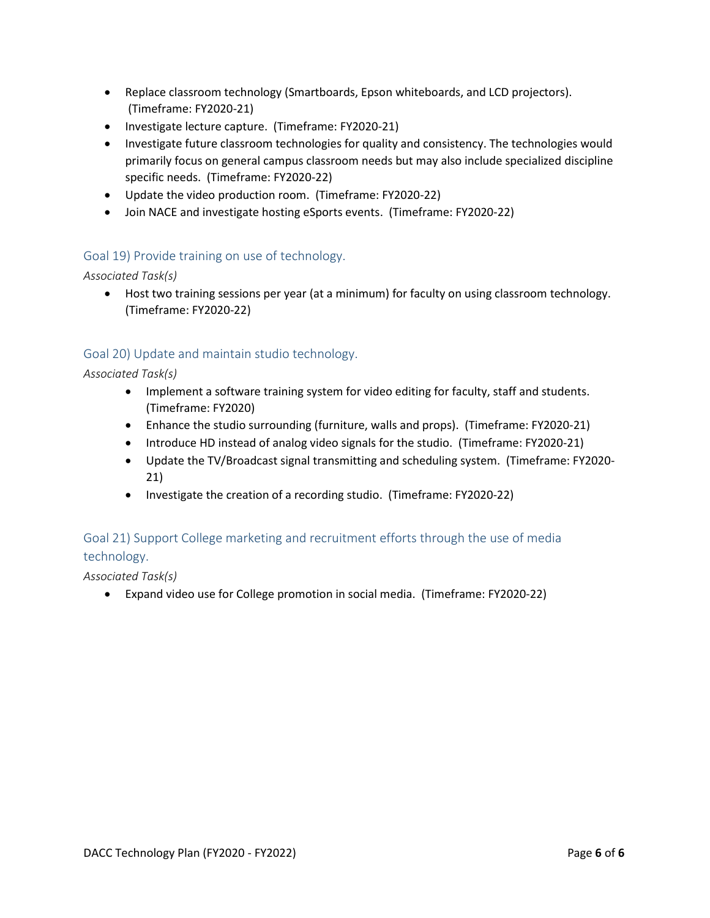- Replace classroom technology (Smartboards, Epson whiteboards, and LCD projectors). (Timeframe: FY2020-21)
- Investigate lecture capture. (Timeframe: FY2020-21)
- Investigate future classroom technologies for quality and consistency. The technologies would primarily focus on general campus classroom needs but may also include specialized discipline specific needs. (Timeframe: FY2020-22)
- Update the video production room. (Timeframe: FY2020-22)
- Join NACE and investigate hosting eSports events. (Timeframe: FY2020-22)

## Goal 19) Provide training on use of technology.

*Associated Task(s)*

- Host two training sessions per year (at a minimum) for faculty on using classroom technology. (Timeframe: FY2020-22)

## Goal 20) Update and maintain studio technology.

*Associated Task(s)*

- Implement a software training system for video editing for faculty, staff and students. (Timeframe: FY2020)
- Enhance the studio surrounding (furniture, walls and props). (Timeframe: FY2020-21)
- Introduce HD instead of analog video signals for the studio. (Timeframe: FY2020-21)
- Update the TV/Broadcast signal transmitting and scheduling system. (Timeframe: FY2020-21)
- Investigate the creation of a recording studio. (Timeframe: FY2020-22)

## Goal 21) Support College marketing and recruitment efforts through the use of media technology.

*Associated Task(s)*

- Expand video use for College promotion in social media. (Timeframe: FY2020-22)